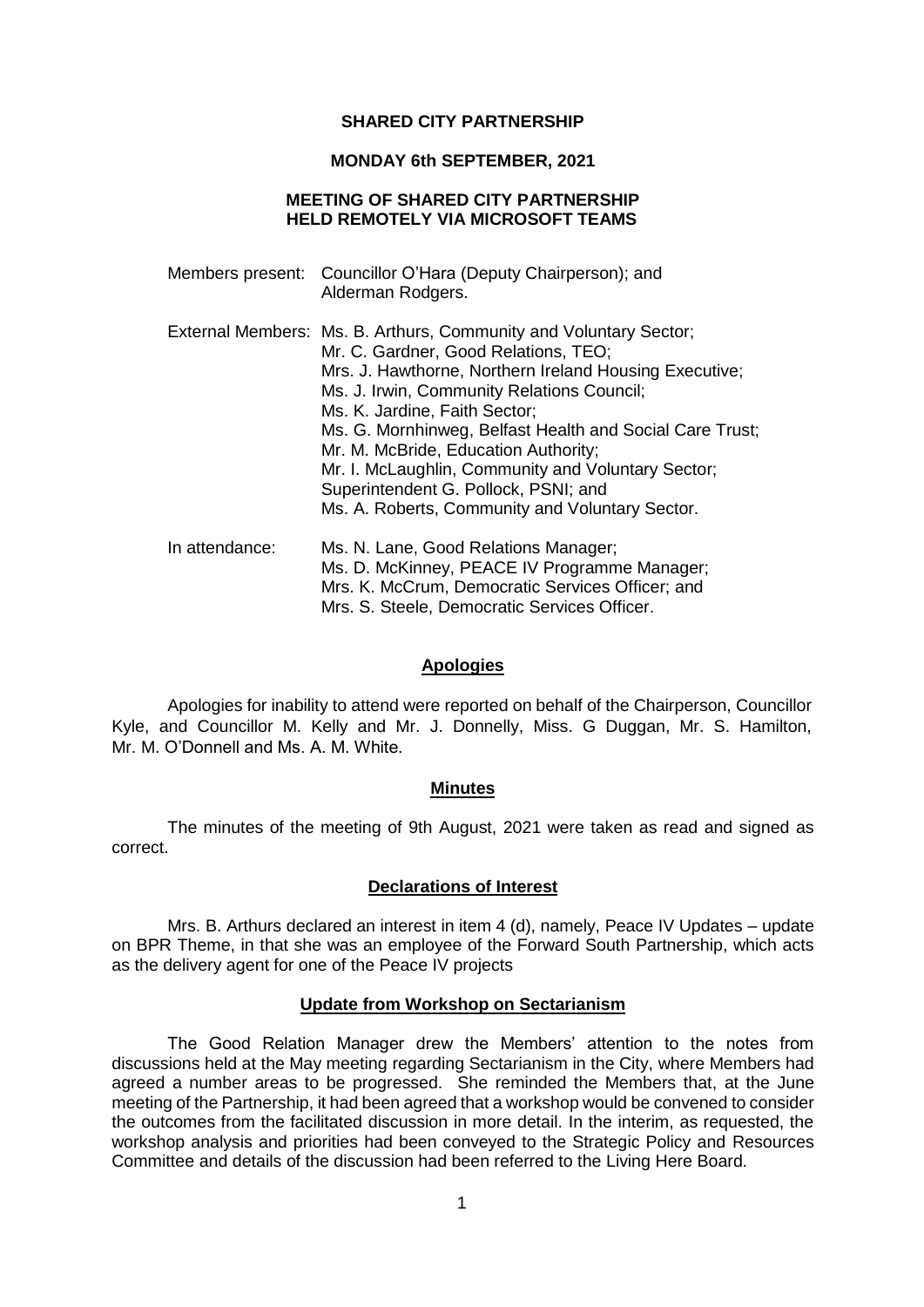# SHARED CITY PARTNERSHIP

## MONDAY 6th SEPTEMBER, 2021

## MEETING OF SHARED CITY PARTNERSHIP HELD REMOTELY VIA MICROSOFT TEAMS

Members present: Councillor O'Hara (Deputy Chairperson); and Alderman Rodgers.

External Members: Ms. B. Arthurs, Community and Voluntary Sector;
Mr. C. Gardner, Good Relations, TEO;
Mrs. J. Hawthorne, Northern Ireland Housing Executive;
Ms. J. Irwin, Community Relations Council;
Ms. K. Jardine, Faith Sector;
Ms. G. Mornhinweg, Belfast Health and Social Care Trust;
Mr. M. McBride, Education Authority;
Mr. I. McLaughlin, Community and Voluntary Sector;
Superintendent G. Pollock, PSNI; and
Ms. A. Roberts, Community and Voluntary Sector.

In attendance: Ms. N. Lane, Good Relations Manager;
Ms. D. McKinney, PEACE IV Programme Manager;
Mrs. K. McCrum, Democratic Services Officer; and
Mrs. S. Steele, Democratic Services Officer.

### Apologies

Apologies for inability to attend were reported on behalf of the Chairperson, Councillor Kyle, and Councillor M. Kelly and Mr. J. Donnelly, Miss. G Duggan, Mr. S. Hamilton, Mr. M. O'Donnell and Ms. A. M. White.

### Minutes

The minutes of the meeting of 9th August, 2021 were taken as read and signed as correct.

### Declarations of Interest

Mrs. B. Arthurs declared an interest in item 4 (d), namely, Peace IV Updates – update on BPR Theme, in that she was an employee of the Forward South Partnership, which acts as the delivery agent for one of the Peace IV projects

### Update from Workshop on Sectarianism

The Good Relation Manager drew the Members' attention to the notes from discussions held at the May meeting regarding Sectarianism in the City, where Members had agreed a number areas to be progressed. She reminded the Members that, at the June meeting of the Partnership, it had been agreed that a workshop would be convened to consider the outcomes from the facilitated discussion in more detail. In the interim, as requested, the workshop analysis and priorities had been conveyed to the Strategic Policy and Resources Committee and details of the discussion had been referred to the Living Here Board.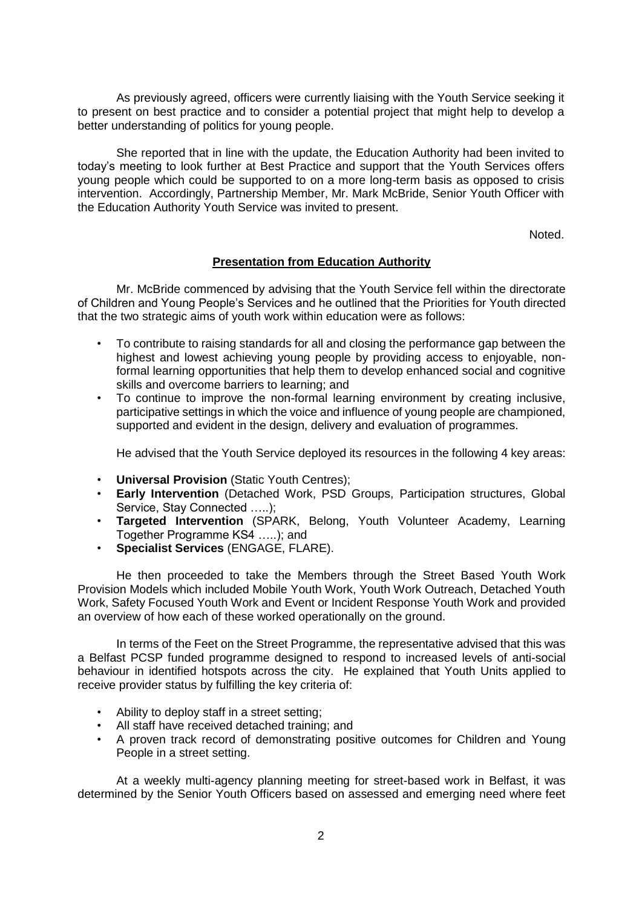As previously agreed, officers were currently liaising with the Youth Service seeking it to present on best practice and to consider a potential project that might help to develop a better understanding of politics for young people.

She reported that in line with the update, the Education Authority had been invited to today's meeting to look further at Best Practice and support that the Youth Services offers young people which could be supported to on a more long-term basis as opposed to crisis intervention. Accordingly, Partnership Member, Mr. Mark McBride, Senior Youth Officer with the Education Authority Youth Service was invited to present.

Noted.

**Presentation from Education Authority**

Mr. McBride commenced by advising that the Youth Service fell within the directorate of Children and Young People's Services and he outlined that the Priorities for Youth directed that the two strategic aims of youth work within education were as follows:

- To contribute to raising standards for all and closing the performance gap between the highest and lowest achieving young people by providing access to enjoyable, non-formal learning opportunities that help them to develop enhanced social and cognitive skills and overcome barriers to learning; and
- To continue to improve the non-formal learning environment by creating inclusive, participative settings in which the voice and influence of young people are championed, supported and evident in the design, delivery and evaluation of programmes.

He advised that the Youth Service deployed its resources in the following 4 key areas:

- **Universal Provision** (Static Youth Centres);
- **Early Intervention** (Detached Work, PSD Groups, Participation structures, Global Service, Stay Connected …..);
- **Targeted Intervention** (SPARK, Belong, Youth Volunteer Academy, Learning Together Programme KS4 …..); and
- **Specialist Services** (ENGAGE, FLARE).

He then proceeded to take the Members through the Street Based Youth Work Provision Models which included Mobile Youth Work, Youth Work Outreach, Detached Youth Work, Safety Focused Youth Work and Event or Incident Response Youth Work and provided an overview of how each of these worked operationally on the ground.

In terms of the Feet on the Street Programme, the representative advised that this was a Belfast PCSP funded programme designed to respond to increased levels of anti-social behaviour in identified hotspots across the city. He explained that Youth Units applied to receive provider status by fulfilling the key criteria of:

- Ability to deploy staff in a street setting;
- All staff have received detached training; and
- A proven track record of demonstrating positive outcomes for Children and Young People in a street setting.

At a weekly multi-agency planning meeting for street-based work in Belfast, it was determined by the Senior Youth Officers based on assessed and emerging need where feet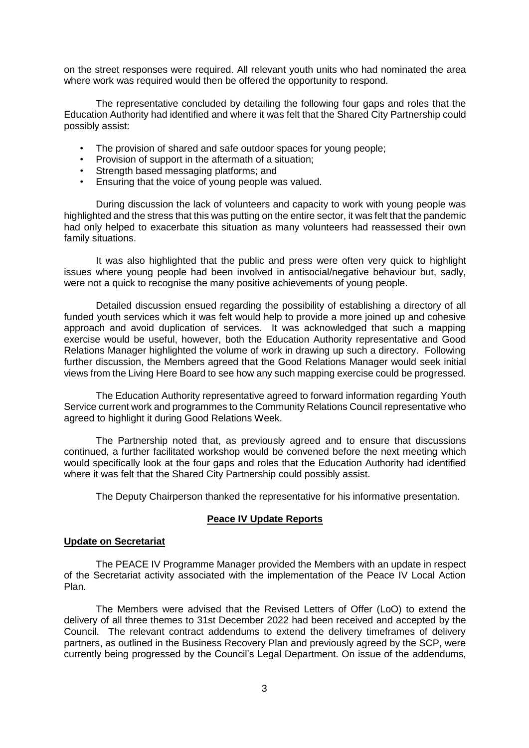on the street responses were required. All relevant youth units who had nominated the area where work was required would then be offered the opportunity to respond.

The representative concluded by detailing the following four gaps and roles that the Education Authority had identified and where it was felt that the Shared City Partnership could possibly assist:

- The provision of shared and safe outdoor spaces for young people;
- Provision of support in the aftermath of a situation;
- Strength based messaging platforms; and
- Ensuring that the voice of young people was valued.

During discussion the lack of volunteers and capacity to work with young people was highlighted and the stress that this was putting on the entire sector, it was felt that the pandemic had only helped to exacerbate this situation as many volunteers had reassessed their own family situations.

It was also highlighted that the public and press were often very quick to highlight issues where young people had been involved in antisocial/negative behaviour but, sadly, were not a quick to recognise the many positive achievements of young people.

Detailed discussion ensued regarding the possibility of establishing a directory of all funded youth services which it was felt would help to provide a more joined up and cohesive approach and avoid duplication of services. It was acknowledged that such a mapping exercise would be useful, however, both the Education Authority representative and Good Relations Manager highlighted the volume of work in drawing up such a directory. Following further discussion, the Members agreed that the Good Relations Manager would seek initial views from the Living Here Board to see how any such mapping exercise could be progressed.

The Education Authority representative agreed to forward information regarding Youth Service current work and programmes to the Community Relations Council representative who agreed to highlight it during Good Relations Week.

The Partnership noted that, as previously agreed and to ensure that discussions continued, a further facilitated workshop would be convened before the next meeting which would specifically look at the four gaps and roles that the Education Authority had identified where it was felt that the Shared City Partnership could possibly assist.

The Deputy Chairperson thanked the representative for his informative presentation.

## Peace IV Update Reports

### Update on Secretariat

The PEACE IV Programme Manager provided the Members with an update in respect of the Secretariat activity associated with the implementation of the Peace IV Local Action Plan.

The Members were advised that the Revised Letters of Offer (LoO) to extend the delivery of all three themes to 31st December 2022 had been received and accepted by the Council. The relevant contract addendums to extend the delivery timeframes of delivery partners, as outlined in the Business Recovery Plan and previously agreed by the SCP, were currently being progressed by the Council's Legal Department. On issue of the addendums,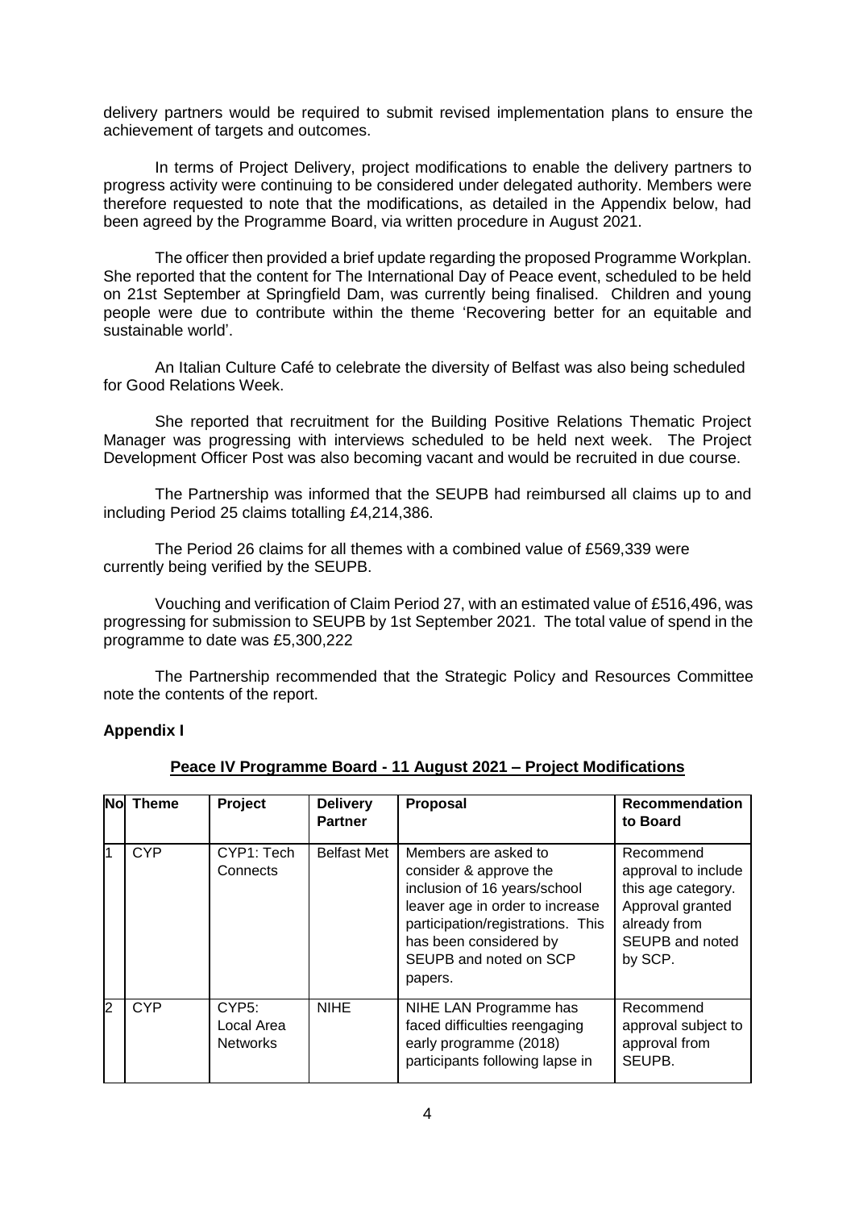delivery partners would be required to submit revised implementation plans to ensure the achievement of targets and outcomes.

In terms of Project Delivery, project modifications to enable the delivery partners to progress activity were continuing to be considered under delegated authority. Members were therefore requested to note that the modifications, as detailed in the Appendix below, had been agreed by the Programme Board, via written procedure in August 2021.

The officer then provided a brief update regarding the proposed Programme Workplan. She reported that the content for The International Day of Peace event, scheduled to be held on 21st September at Springfield Dam, was currently being finalised. Children and young people were due to contribute within the theme 'Recovering better for an equitable and sustainable world'.

An Italian Culture Café to celebrate the diversity of Belfast was also being scheduled for Good Relations Week.

She reported that recruitment for the Building Positive Relations Thematic Project Manager was progressing with interviews scheduled to be held next week. The Project Development Officer Post was also becoming vacant and would be recruited in due course.

The Partnership was informed that the SEUPB had reimbursed all claims up to and including Period 25 claims totalling £4,214,386.

The Period 26 claims for all themes with a combined value of £569,339 were currently being verified by the SEUPB.

Vouching and verification of Claim Period 27, with an estimated value of £516,496, was progressing for submission to SEUPB by 1st September 2021. The total value of spend in the programme to date was £5,300,222

The Partnership recommended that the Strategic Policy and Resources Committee note the contents of the report.

**Appendix I**

**Peace IV Programme Board - 11 August 2021 – Project Modifications**

| No | Theme | Project | Delivery Partner | Proposal | Recommendation to Board |
|---|---|---|---|---|---|
| 1 | CYP | CYP1: Tech Connects | Belfast Met | Members are asked to consider & approve the inclusion of 16 years/school leaver age in order to increase participation/registrations. This has been considered by SEUPB and noted on SCP papers. | Recommend approval to include this age category. Approval granted already from SEUPB and noted by SCP. |
| 2 | CYP | CYP5: Local Area Networks | NIHE | NIHE LAN Programme has faced difficulties reengaging early programme (2018) participants following lapse in | Recommend approval subject to approval from SEUPB. |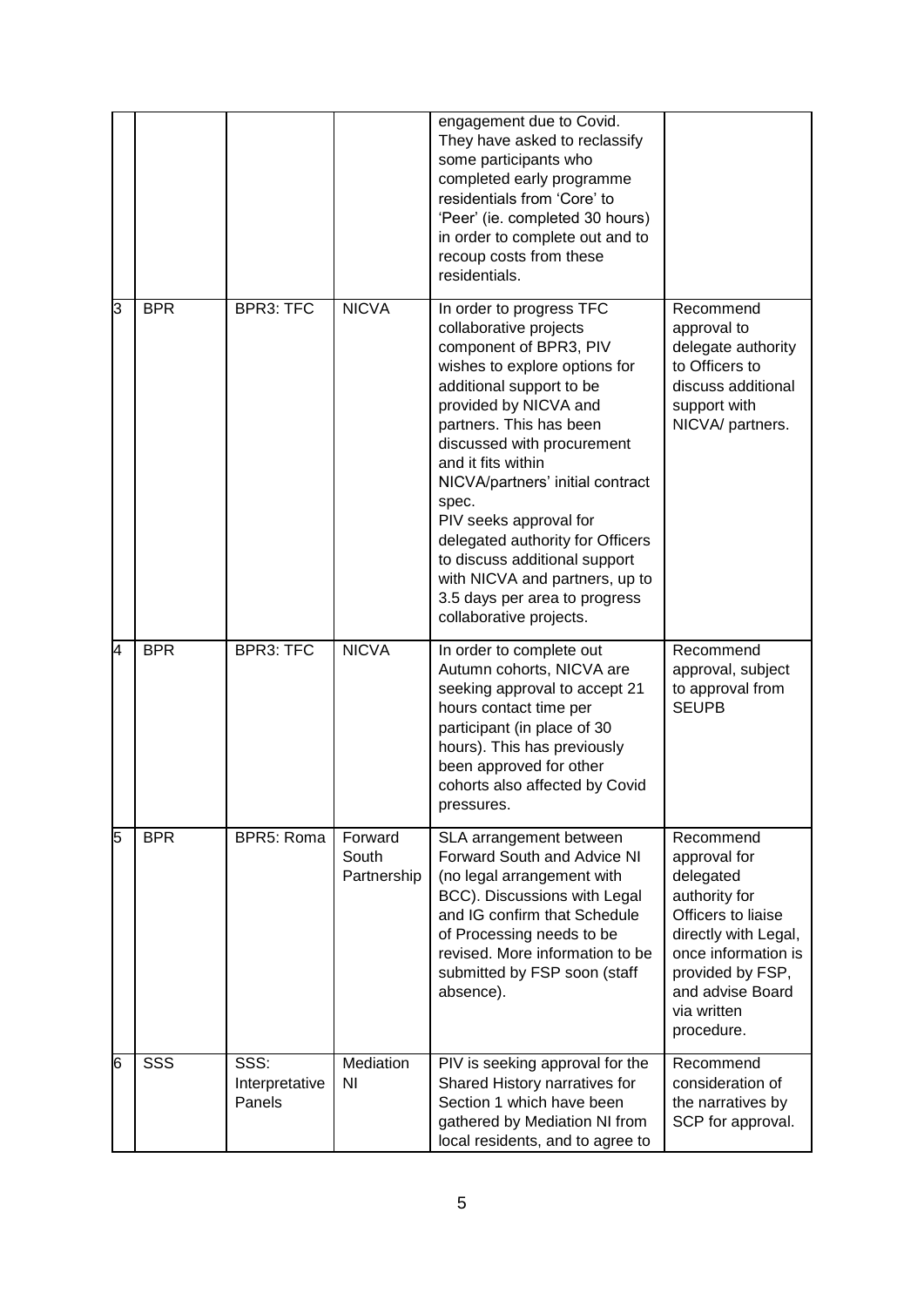| | | | | | |
|---|---|---|---|---|---|
| | | | | engagement due to Covid. They have asked to reclassify some participants who completed early programme residentials from 'Core' to 'Peer' (ie. completed 30 hours) in order to complete out and to recoup costs from these residentials. | |
| 3 | BPR | BPR3: TFC | NICVA | In order to progress TFC collaborative projects component of BPR3, PIV wishes to explore options for additional support to be provided by NICVA and partners. This has been discussed with procurement and it fits within NICVA/partners' initial contract spec.<br>PIV seeks approval for delegated authority for Officers to discuss additional support with NICVA and partners, up to 3.5 days per area to progress collaborative projects. | Recommend approval to delegate authority to Officers to discuss additional support with NICVA/ partners. |
| 4 | BPR | BPR3: TFC | NICVA | In order to complete out Autumn cohorts, NICVA are seeking approval to accept 21 hours contact time per participant (in place of 30 hours). This has previously been approved for other cohorts also affected by Covid pressures. | Recommend approval, subject to approval from SEUPB |
| 5 | BPR | BPR5: Roma | Forward South Partnership | SLA arrangement between Forward South and Advice NI (no legal arrangement with BCC). Discussions with Legal and IG confirm that Schedule of Processing needs to be revised. More information to be submitted by FSP soon (staff absence). | Recommend approval for delegated authority for Officers to liaise directly with Legal, once information is provided by FSP, and advise Board via written procedure. |
| 6 | SSS | SSS: Interpretative Panels | Mediation NI | PIV is seeking approval for the Shared History narratives for Section 1 which have been gathered by Mediation NI from local residents, and to agree to | Recommend consideration of the narratives by SCP for approval. |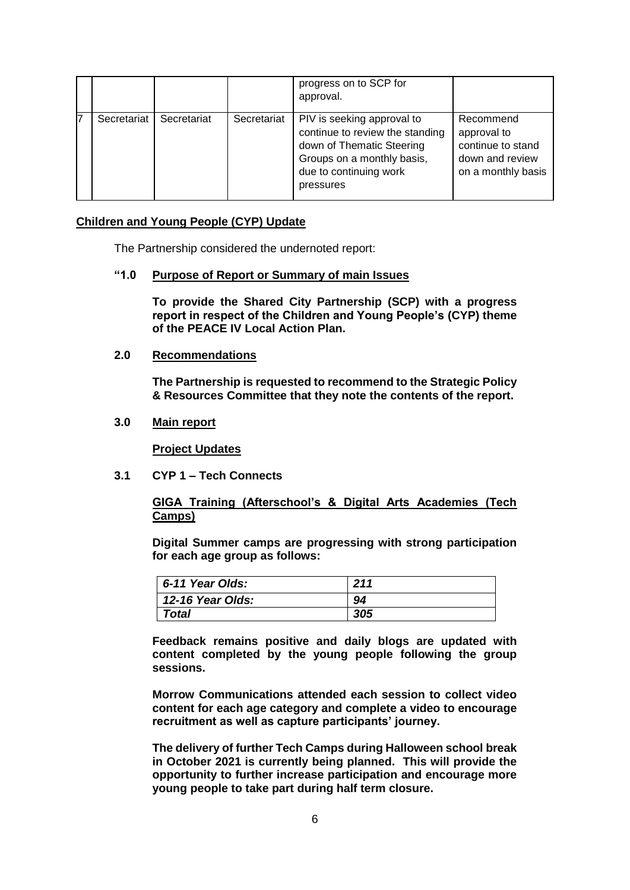| | | | | progress on to SCP for approval. | |
|---|---|---|---|---|---|
| 7 | Secretariat | Secretariat | Secretariat | PIV is seeking approval to continue to review the standing down of Thematic Steering Groups on a monthly basis, due to continuing work pressures | Recommend approval to continue to stand down and review on a monthly basis |

**Children and Young People (CYP) Update**

The Partnership considered the undernoted report:

**"1.0 Purpose of Report or Summary of main Issues**

**To provide the Shared City Partnership (SCP) with a progress report in respect of the Children and Young People's (CYP) theme of the PEACE IV Local Action Plan.**

**2.0 Recommendations**

**The Partnership is requested to recommend to the Strategic Policy & Resources Committee that they note the contents of the report.**

**3.0 Main report**

**Project Updates**

**3.1 CYP 1 – Tech Connects**

**GIGA Training (Afterschool's & Digital Arts Academies (Tech Camps)**

**Digital Summer camps are progressing with strong participation for each age group as follows:**

| *6-11 Year Olds:* | *211* |
|---|---|
| *12-16 Year Olds:* | *94* |
| *Total* | *305* |

**Feedback remains positive and daily blogs are updated with content completed by the young people following the group sessions.**

**Morrow Communications attended each session to collect video content for each age category and complete a video to encourage recruitment as well as capture participants' journey.**

**The delivery of further Tech Camps during Halloween school break in October 2021 is currently being planned. This will provide the opportunity to further increase participation and encourage more young people to take part during half term closure.**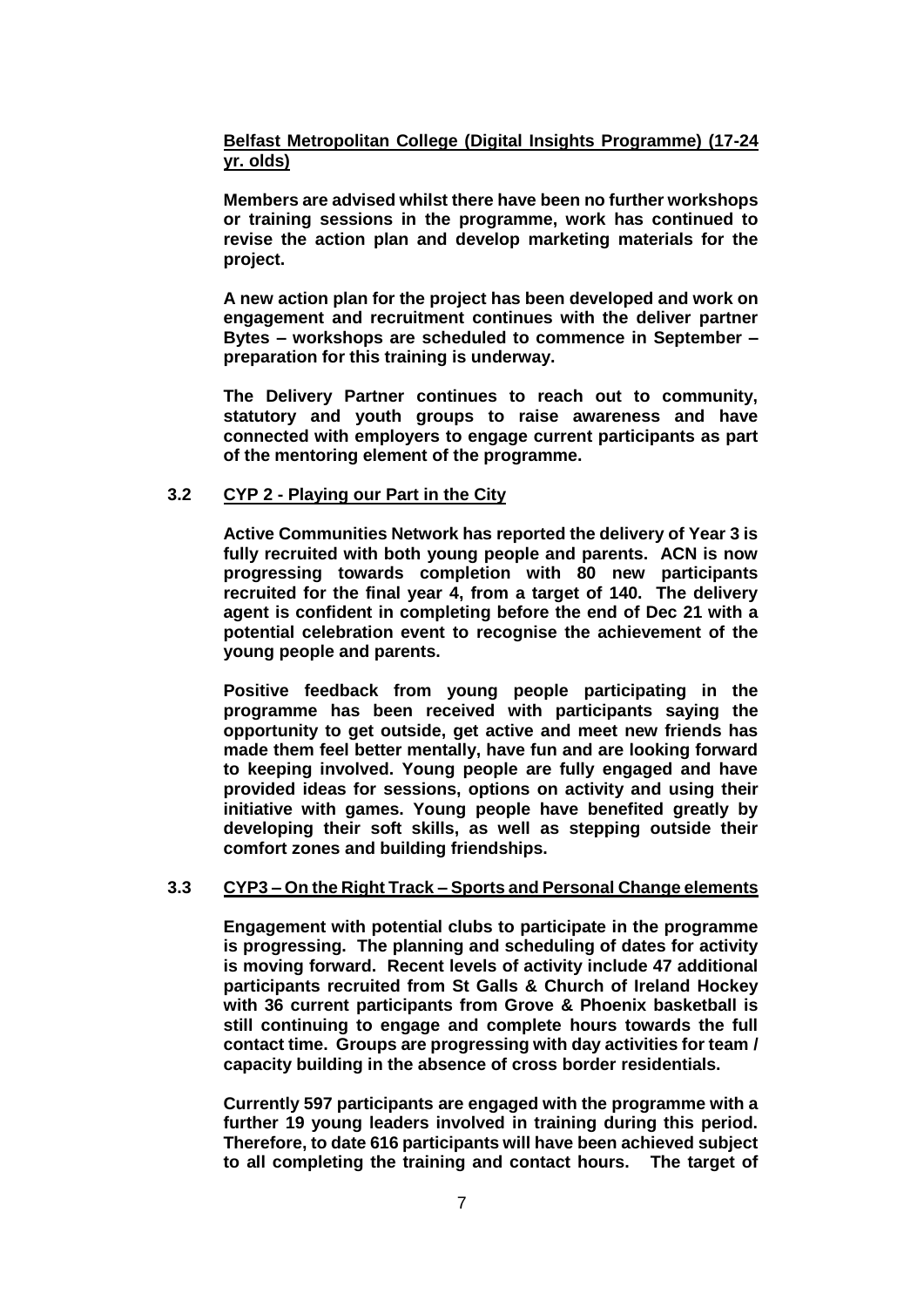**Belfast Metropolitan College (Digital Insights Programme) (17-24 yr. olds)**

**Members are advised whilst there have been no further workshops or training sessions in the programme, work has continued to revise the action plan and develop marketing materials for the project.**

**A new action plan for the project has been developed and work on engagement and recruitment continues with the deliver partner Bytes – workshops are scheduled to commence in September – preparation for this training is underway.**

**The Delivery Partner continues to reach out to community, statutory and youth groups to raise awareness and have connected with employers to engage current participants as part of the mentoring element of the programme.**

### 3.2 CYP 2 - Playing our Part in the City

**Active Communities Network has reported the delivery of Year 3 is fully recruited with both young people and parents. ACN is now progressing towards completion with 80 new participants recruited for the final year 4, from a target of 140. The delivery agent is confident in completing before the end of Dec 21 with a potential celebration event to recognise the achievement of the young people and parents.**

**Positive feedback from young people participating in the programme has been received with participants saying the opportunity to get outside, get active and meet new friends has made them feel better mentally, have fun and are looking forward to keeping involved. Young people are fully engaged and have provided ideas for sessions, options on activity and using their initiative with games. Young people have benefited greatly by developing their soft skills, as well as stepping outside their comfort zones and building friendships.**

### 3.3 CYP3 – On the Right Track – Sports and Personal Change elements

**Engagement with potential clubs to participate in the programme is progressing. The planning and scheduling of dates for activity is moving forward. Recent levels of activity include 47 additional participants recruited from St Galls & Church of Ireland Hockey with 36 current participants from Grove & Phoenix basketball is still continuing to engage and complete hours towards the full contact time. Groups are progressing with day activities for team / capacity building in the absence of cross border residentials.**

**Currently 597 participants are engaged with the programme with a further 19 young leaders involved in training during this period. Therefore, to date 616 participants will have been achieved subject to all completing the training and contact hours. The target of**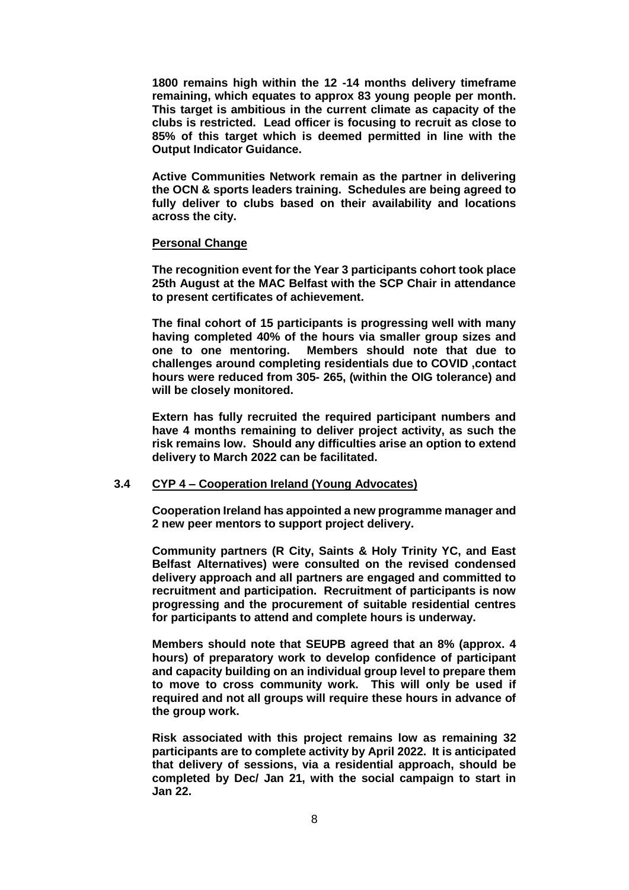**1800 remains high within the 12 -14 months delivery timeframe remaining, which equates to approx 83 young people per month. This target is ambitious in the current climate as capacity of the clubs is restricted. Lead officer is focusing to recruit as close to 85% of this target which is deemed permitted in line with the Output Indicator Guidance.**

**Active Communities Network remain as the partner in delivering the OCN & sports leaders training. Schedules are being agreed to fully deliver to clubs based on their availability and locations across the city.**

**Personal Change**

**The recognition event for the Year 3 participants cohort took place 25th August at the MAC Belfast with the SCP Chair in attendance to present certificates of achievement.**

**The final cohort of 15 participants is progressing well with many having completed 40% of the hours via smaller group sizes and one to one mentoring. Members should note that due to challenges around completing residentials due to COVID ,contact hours were reduced from 305- 265, (within the OIG tolerance) and will be closely monitored.**

**Extern has fully recruited the required participant numbers and have 4 months remaining to deliver project activity, as such the risk remains low. Should any difficulties arise an option to extend delivery to March 2022 can be facilitated.**

**3.4 CYP 4 – Cooperation Ireland (Young Advocates)**

**Cooperation Ireland has appointed a new programme manager and 2 new peer mentors to support project delivery.**

**Community partners (R City, Saints & Holy Trinity YC, and East Belfast Alternatives) were consulted on the revised condensed delivery approach and all partners are engaged and committed to recruitment and participation. Recruitment of participants is now progressing and the procurement of suitable residential centres for participants to attend and complete hours is underway.**

**Members should note that SEUPB agreed that an 8% (approx. 4 hours) of preparatory work to develop confidence of participant and capacity building on an individual group level to prepare them to move to cross community work. This will only be used if required and not all groups will require these hours in advance of the group work.**

**Risk associated with this project remains low as remaining 32 participants are to complete activity by April 2022. It is anticipated that delivery of sessions, via a residential approach, should be completed by Dec/ Jan 21, with the social campaign to start in Jan 22.**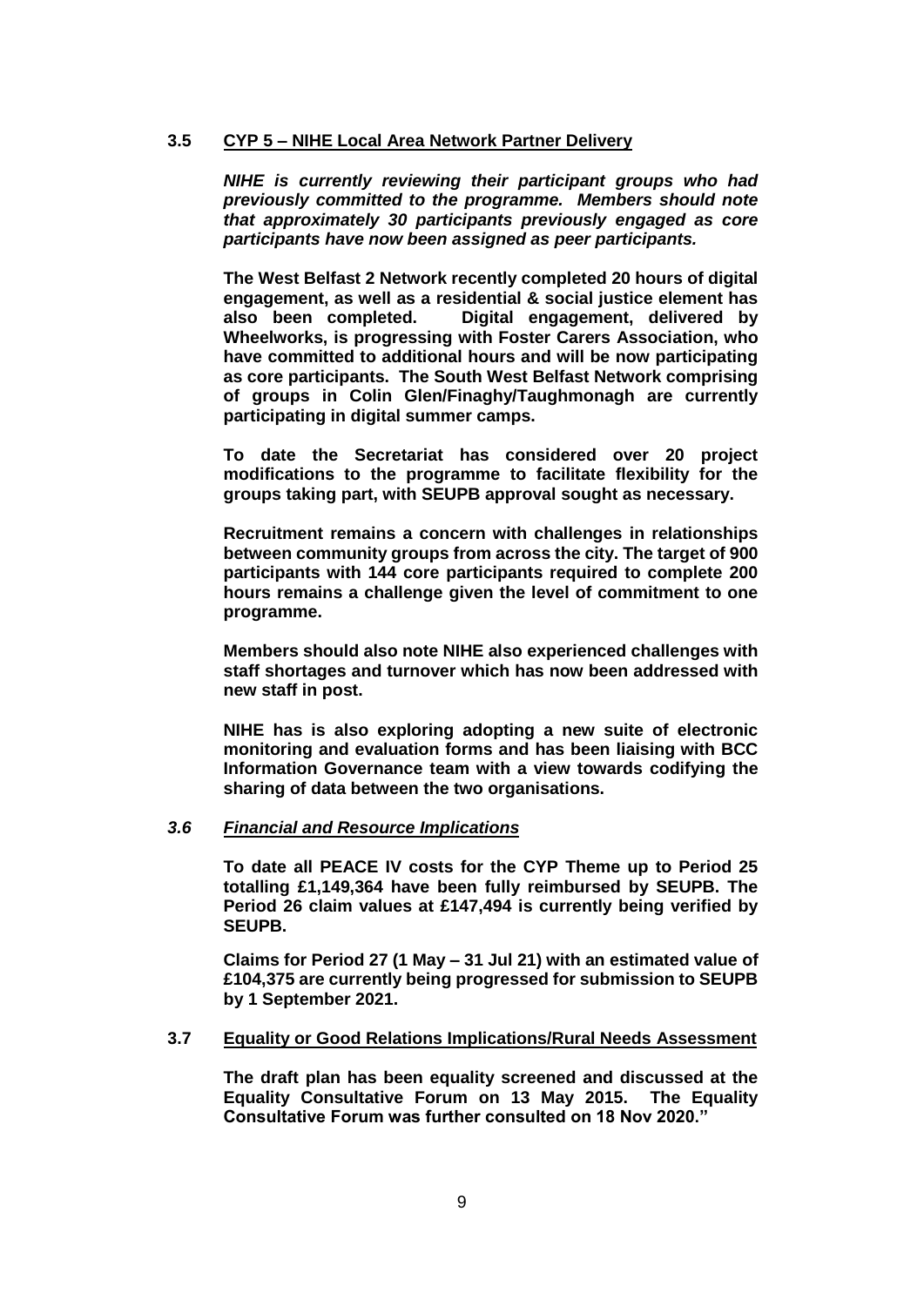### 3.5 CYP 5 – NIHE Local Area Network Partner Delivery

***NIHE is currently reviewing their participant groups who had previously committed to the programme. Members should note that approximately 30 participants previously engaged as core participants have now been assigned as peer participants.***

**The West Belfast 2 Network recently completed 20 hours of digital engagement, as well as a residential & social justice element has also been completed. Digital engagement, delivered by Wheelworks, is progressing with Foster Carers Association, who have committed to additional hours and will be now participating as core participants. The South West Belfast Network comprising of groups in Colin Glen/Finaghy/Taughmonagh are currently participating in digital summer camps.**

**To date the Secretariat has considered over 20 project modifications to the programme to facilitate flexibility for the groups taking part, with SEUPB approval sought as necessary.**

**Recruitment remains a concern with challenges in relationships between community groups from across the city. The target of 900 participants with 144 core participants required to complete 200 hours remains a challenge given the level of commitment to one programme.**

**Members should also note NIHE also experienced challenges with staff shortages and turnover which has now been addressed with new staff in post.**

**NIHE has is also exploring adopting a new suite of electronic monitoring and evaluation forms and has been liaising with BCC Information Governance team with a view towards codifying the sharing of data between the two organisations.**

### *3.6 Financial and Resource Implications*

**To date all PEACE IV costs for the CYP Theme up to Period 25 totalling £1,149,364 have been fully reimbursed by SEUPB. The Period 26 claim values at £147,494 is currently being verified by SEUPB.**

**Claims for Period 27 (1 May – 31 Jul 21) with an estimated value of £104,375 are currently being progressed for submission to SEUPB by 1 September 2021.**

### 3.7 Equality or Good Relations Implications/Rural Needs Assessment

**The draft plan has been equality screened and discussed at the Equality Consultative Forum on 13 May 2015. The Equality Consultative Forum was further consulted on 18 Nov 2020."**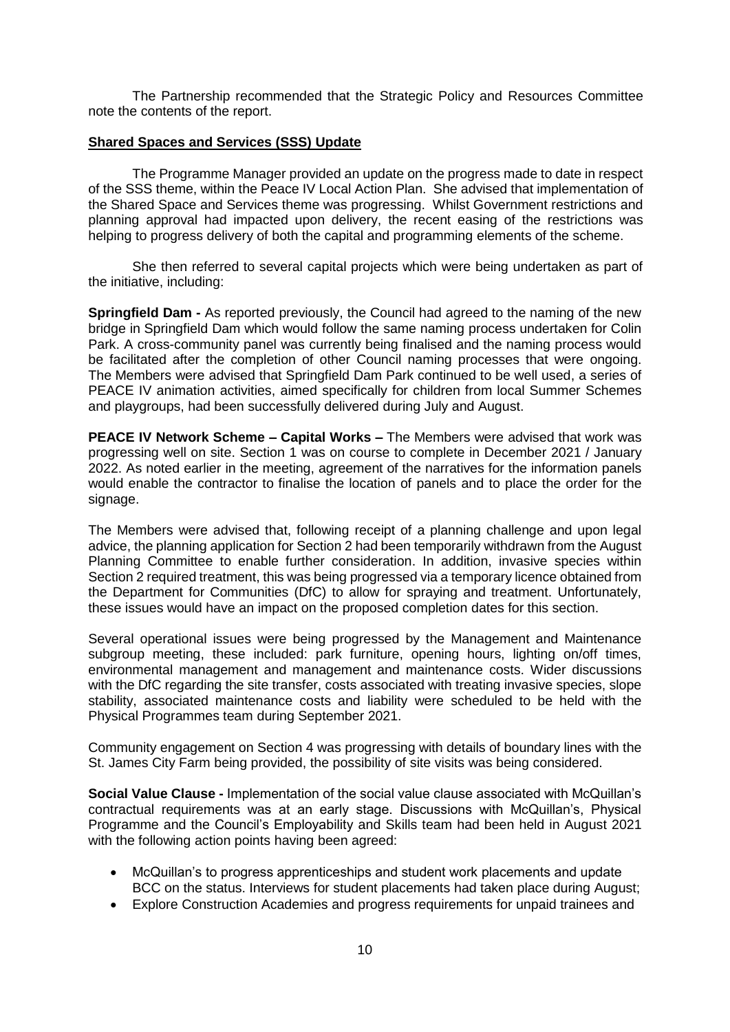The Partnership recommended that the Strategic Policy and Resources Committee note the contents of the report.

**Shared Spaces and Services (SSS) Update**

The Programme Manager provided an update on the progress made to date in respect of the SSS theme, within the Peace IV Local Action Plan. She advised that implementation of the Shared Space and Services theme was progressing. Whilst Government restrictions and planning approval had impacted upon delivery, the recent easing of the restrictions was helping to progress delivery of both the capital and programming elements of the scheme.

She then referred to several capital projects which were being undertaken as part of the initiative, including:

**Springfield Dam -** As reported previously, the Council had agreed to the naming of the new bridge in Springfield Dam which would follow the same naming process undertaken for Colin Park. A cross-community panel was currently being finalised and the naming process would be facilitated after the completion of other Council naming processes that were ongoing. The Members were advised that Springfield Dam Park continued to be well used, a series of PEACE IV animation activities, aimed specifically for children from local Summer Schemes and playgroups, had been successfully delivered during July and August.

**PEACE IV Network Scheme – Capital Works –** The Members were advised that work was progressing well on site. Section 1 was on course to complete in December 2021 / January 2022. As noted earlier in the meeting, agreement of the narratives for the information panels would enable the contractor to finalise the location of panels and to place the order for the signage.

The Members were advised that, following receipt of a planning challenge and upon legal advice, the planning application for Section 2 had been temporarily withdrawn from the August Planning Committee to enable further consideration. In addition, invasive species within Section 2 required treatment, this was being progressed via a temporary licence obtained from the Department for Communities (DfC) to allow for spraying and treatment. Unfortunately, these issues would have an impact on the proposed completion dates for this section.

Several operational issues were being progressed by the Management and Maintenance subgroup meeting, these included: park furniture, opening hours, lighting on/off times, environmental management and management and maintenance costs. Wider discussions with the DfC regarding the site transfer, costs associated with treating invasive species, slope stability, associated maintenance costs and liability were scheduled to be held with the Physical Programmes team during September 2021.

Community engagement on Section 4 was progressing with details of boundary lines with the St. James City Farm being provided, the possibility of site visits was being considered.

**Social Value Clause -** Implementation of the social value clause associated with McQuillan's contractual requirements was at an early stage. Discussions with McQuillan's, Physical Programme and the Council's Employability and Skills team had been held in August 2021 with the following action points having been agreed:

- McQuillan's to progress apprenticeships and student work placements and update BCC on the status. Interviews for student placements had taken place during August;
- Explore Construction Academies and progress requirements for unpaid trainees and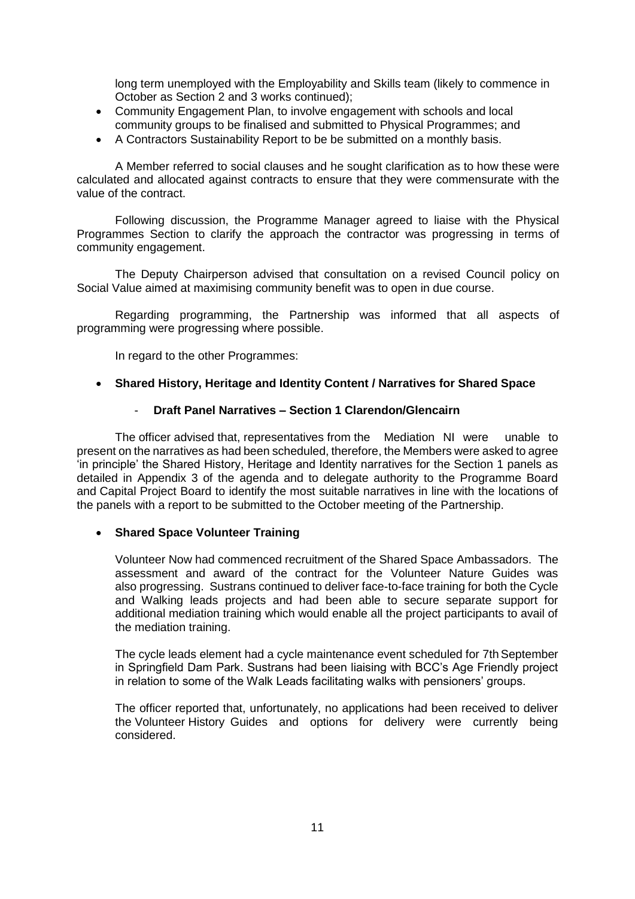long term unemployed with the Employability and Skills team (likely to commence in October as Section 2 and 3 works continued);

- Community Engagement Plan, to involve engagement with schools and local community groups to be finalised and submitted to Physical Programmes; and
- A Contractors Sustainability Report to be be submitted on a monthly basis.

A Member referred to social clauses and he sought clarification as to how these were calculated and allocated against contracts to ensure that they were commensurate with the value of the contract.

Following discussion, the Programme Manager agreed to liaise with the Physical Programmes Section to clarify the approach the contractor was progressing in terms of community engagement.

The Deputy Chairperson advised that consultation on a revised Council policy on Social Value aimed at maximising community benefit was to open in due course.

Regarding programming, the Partnership was informed that all aspects of programming were progressing where possible.

In regard to the other Programmes:

- **Shared History, Heritage and Identity Content / Narratives for Shared Space**

    - **Draft Panel Narratives – Section 1 Clarendon/Glencairn**

The officer advised that, representatives from the Mediation NI were unable to present on the narratives as had been scheduled, therefore, the Members were asked to agree 'in principle' the Shared History, Heritage and Identity narratives for the Section 1 panels as detailed in Appendix 3 of the agenda and to delegate authority to the Programme Board and Capital Project Board to identify the most suitable narratives in line with the locations of the panels with a report to be submitted to the October meeting of the Partnership.

- **Shared Space Volunteer Training**

Volunteer Now had commenced recruitment of the Shared Space Ambassadors. The assessment and award of the contract for the Volunteer Nature Guides was also progressing. Sustrans continued to deliver face-to-face training for both the Cycle and Walking leads projects and had been able to secure separate support for additional mediation training which would enable all the project participants to avail of the mediation training.

The cycle leads element had a cycle maintenance event scheduled for 7th September in Springfield Dam Park. Sustrans had been liaising with BCC's Age Friendly project in relation to some of the Walk Leads facilitating walks with pensioners' groups.

The officer reported that, unfortunately, no applications had been received to deliver the Volunteer History Guides and options for delivery were currently being considered.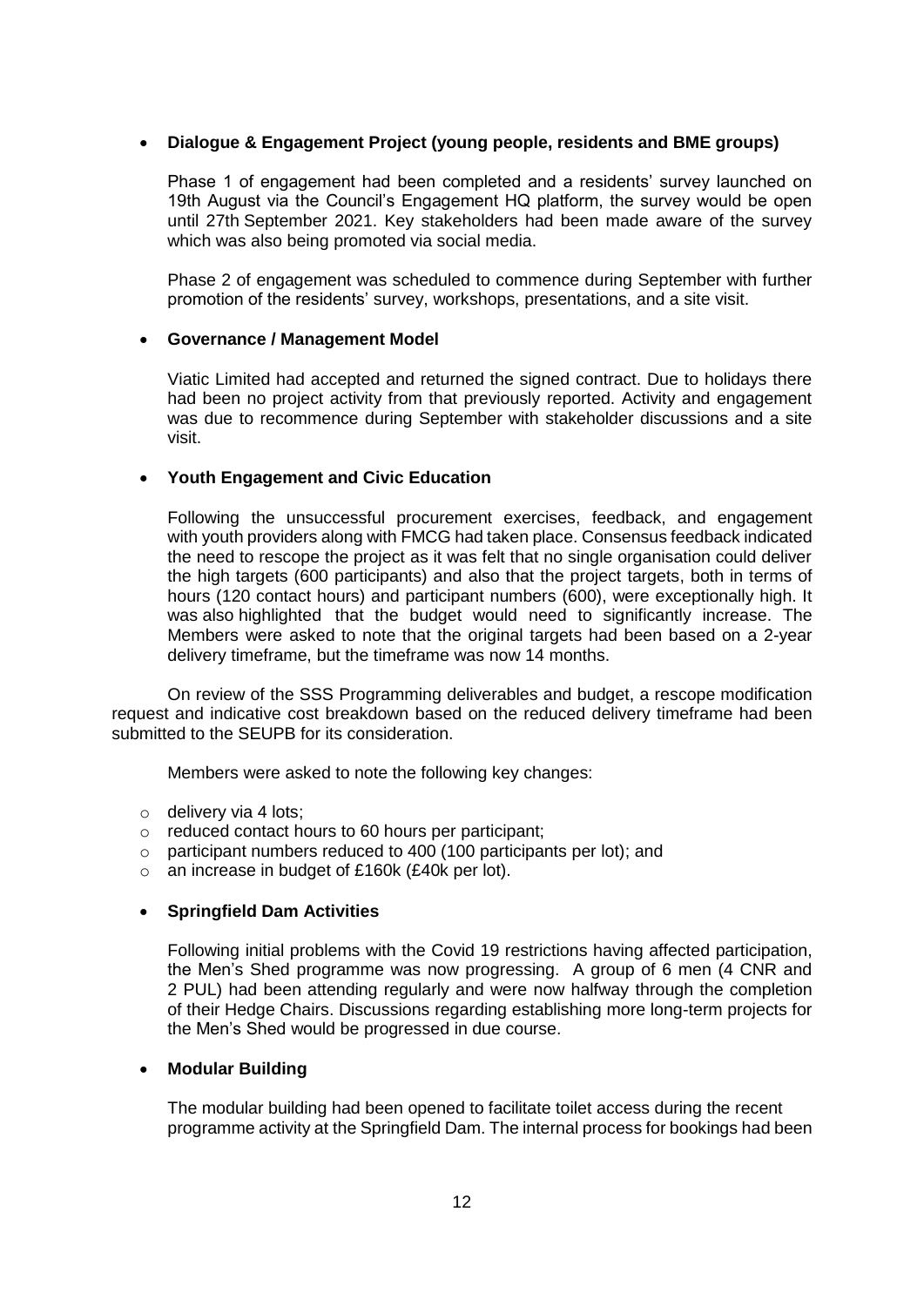- **Dialogue & Engagement Project (young people, residents and BME groups)**

  Phase 1 of engagement had been completed and a residents' survey launched on 19th August via the Council's Engagement HQ platform, the survey would be open until 27th September 2021. Key stakeholders had been made aware of the survey which was also being promoted via social media.

  Phase 2 of engagement was scheduled to commence during September with further promotion of the residents' survey, workshops, presentations, and a site visit.

- **Governance / Management Model**

  Viatic Limited had accepted and returned the signed contract. Due to holidays there had been no project activity from that previously reported. Activity and engagement was due to recommence during September with stakeholder discussions and a site visit.

- **Youth Engagement and Civic Education**

  Following the unsuccessful procurement exercises, feedback, and engagement with youth providers along with FMCG had taken place. Consensus feedback indicated the need to rescope the project as it was felt that no single organisation could deliver the high targets (600 participants) and also that the project targets, both in terms of hours (120 contact hours) and participant numbers (600), were exceptionally high. It was also highlighted that the budget would need to significantly increase. The Members were asked to note that the original targets had been based on a 2-year delivery timeframe, but the timeframe was now 14 months.

On review of the SSS Programming deliverables and budget, a rescope modification request and indicative cost breakdown based on the reduced delivery timeframe had been submitted to the SEUPB for its consideration.

Members were asked to note the following key changes:

- delivery via 4 lots;
- reduced contact hours to 60 hours per participant;
- participant numbers reduced to 400 (100 participants per lot); and
- an increase in budget of £160k (£40k per lot).

- **Springfield Dam Activities**

  Following initial problems with the Covid 19 restrictions having affected participation, the Men's Shed programme was now progressing. A group of 6 men (4 CNR and 2 PUL) had been attending regularly and were now halfway through the completion of their Hedge Chairs. Discussions regarding establishing more long-term projects for the Men's Shed would be progressed in due course.

- **Modular Building**

  The modular building had been opened to facilitate toilet access during the recent programme activity at the Springfield Dam. The internal process for bookings had been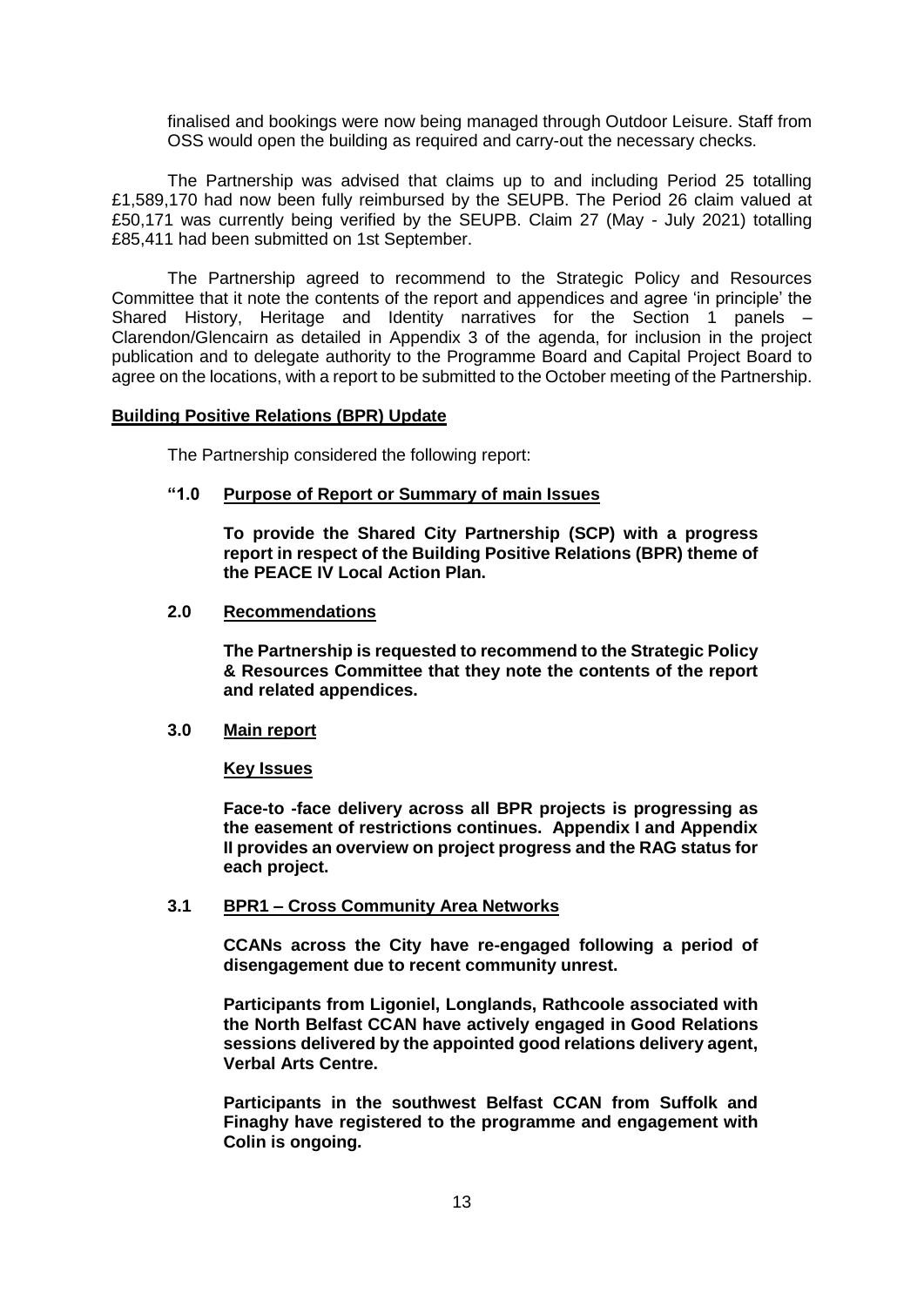finalised and bookings were now being managed through Outdoor Leisure. Staff from OSS would open the building as required and carry-out the necessary checks.

The Partnership was advised that claims up to and including Period 25 totalling £1,589,170 had now been fully reimbursed by the SEUPB. The Period 26 claim valued at £50,171 was currently being verified by the SEUPB. Claim 27 (May - July 2021) totalling £85,411 had been submitted on 1st September.

The Partnership agreed to recommend to the Strategic Policy and Resources Committee that it note the contents of the report and appendices and agree 'in principle' the Shared History, Heritage and Identity narratives for the Section 1 panels – Clarendon/Glencairn as detailed in Appendix 3 of the agenda, for inclusion in the project publication and to delegate authority to the Programme Board and Capital Project Board to agree on the locations, with a report to be submitted to the October meeting of the Partnership.

**Building Positive Relations (BPR) Update**

The Partnership considered the following report:

**"1.0 Purpose of Report or Summary of main Issues**

**To provide the Shared City Partnership (SCP) with a progress report in respect of the Building Positive Relations (BPR) theme of the PEACE IV Local Action Plan.**

**2.0 Recommendations**

**The Partnership is requested to recommend to the Strategic Policy & Resources Committee that they note the contents of the report and related appendices.**

**3.0 Main report**

**Key Issues**

**Face-to -face delivery across all BPR projects is progressing as the easement of restrictions continues. Appendix I and Appendix II provides an overview on project progress and the RAG status for each project.**

**3.1 BPR1 – Cross Community Area Networks**

**CCANs across the City have re-engaged following a period of disengagement due to recent community unrest.**

**Participants from Ligoniel, Longlands, Rathcoole associated with the North Belfast CCAN have actively engaged in Good Relations sessions delivered by the appointed good relations delivery agent, Verbal Arts Centre.**

**Participants in the southwest Belfast CCAN from Suffolk and Finaghy have registered to the programme and engagement with Colin is ongoing.**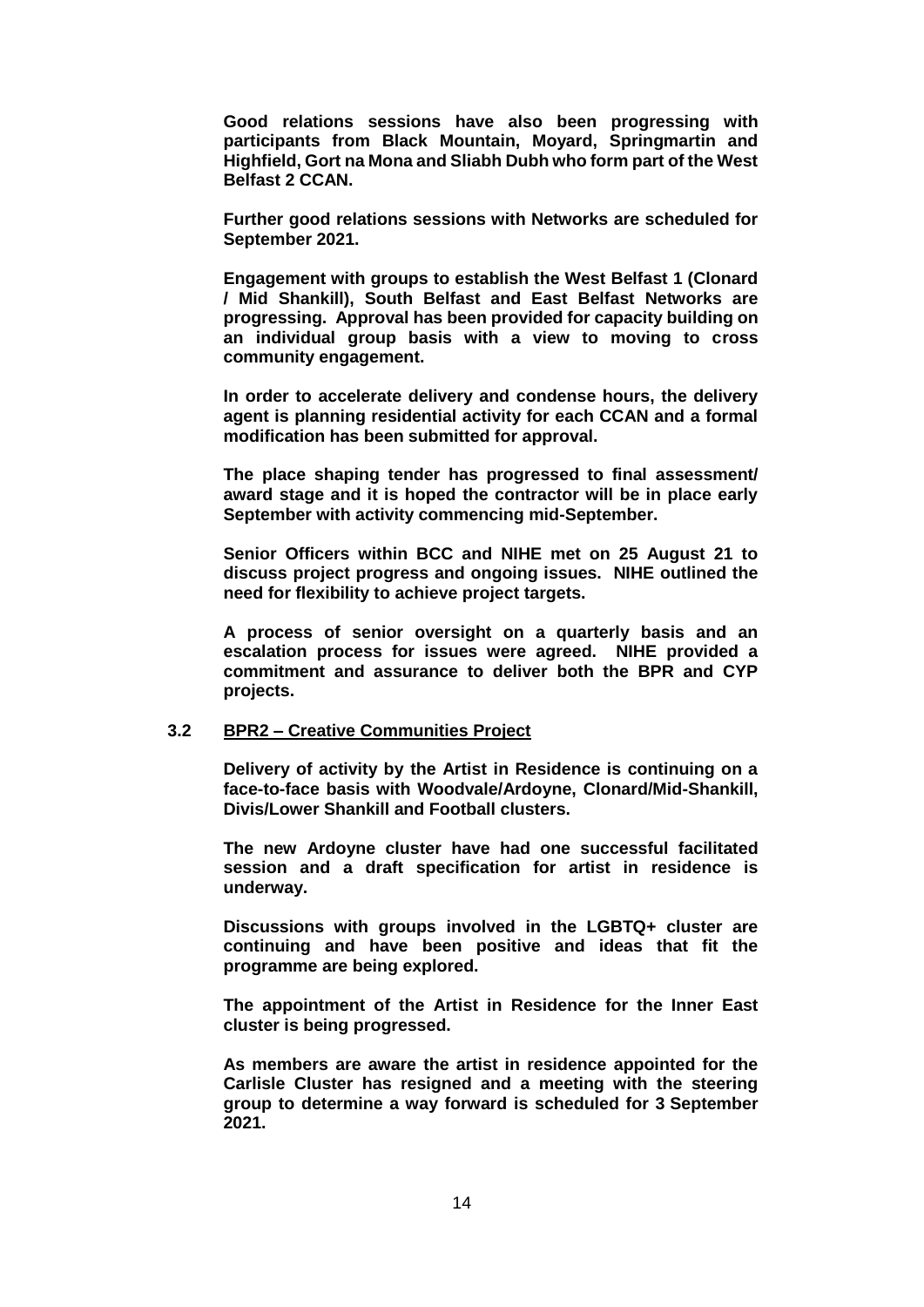**Good relations sessions have also been progressing with participants from Black Mountain, Moyard, Springmartin and Highfield, Gort na Mona and Sliabh Dubh who form part of the West Belfast 2 CCAN.**

**Further good relations sessions with Networks are scheduled for September 2021.**

**Engagement with groups to establish the West Belfast 1 (Clonard / Mid Shankill), South Belfast and East Belfast Networks are progressing. Approval has been provided for capacity building on an individual group basis with a view to moving to cross community engagement.**

**In order to accelerate delivery and condense hours, the delivery agent is planning residential activity for each CCAN and a formal modification has been submitted for approval.**

**The place shaping tender has progressed to final assessment/ award stage and it is hoped the contractor will be in place early September with activity commencing mid-September.**

**Senior Officers within BCC and NIHE met on 25 August 21 to discuss project progress and ongoing issues. NIHE outlined the need for flexibility to achieve project targets.**

**A process of senior oversight on a quarterly basis and an escalation process for issues were agreed. NIHE provided a commitment and assurance to deliver both the BPR and CYP projects.**

**3.2 <u>BPR2 – Creative Communities Project</u>**

**Delivery of activity by the Artist in Residence is continuing on a face-to-face basis with Woodvale/Ardoyne, Clonard/Mid-Shankill, Divis/Lower Shankill and Football clusters.**

**The new Ardoyne cluster have had one successful facilitated session and a draft specification for artist in residence is underway.**

**Discussions with groups involved in the LGBTQ+ cluster are continuing and have been positive and ideas that fit the programme are being explored.**

**The appointment of the Artist in Residence for the Inner East cluster is being progressed.**

**As members are aware the artist in residence appointed for the Carlisle Cluster has resigned and a meeting with the steering group to determine a way forward is scheduled for 3 September 2021.**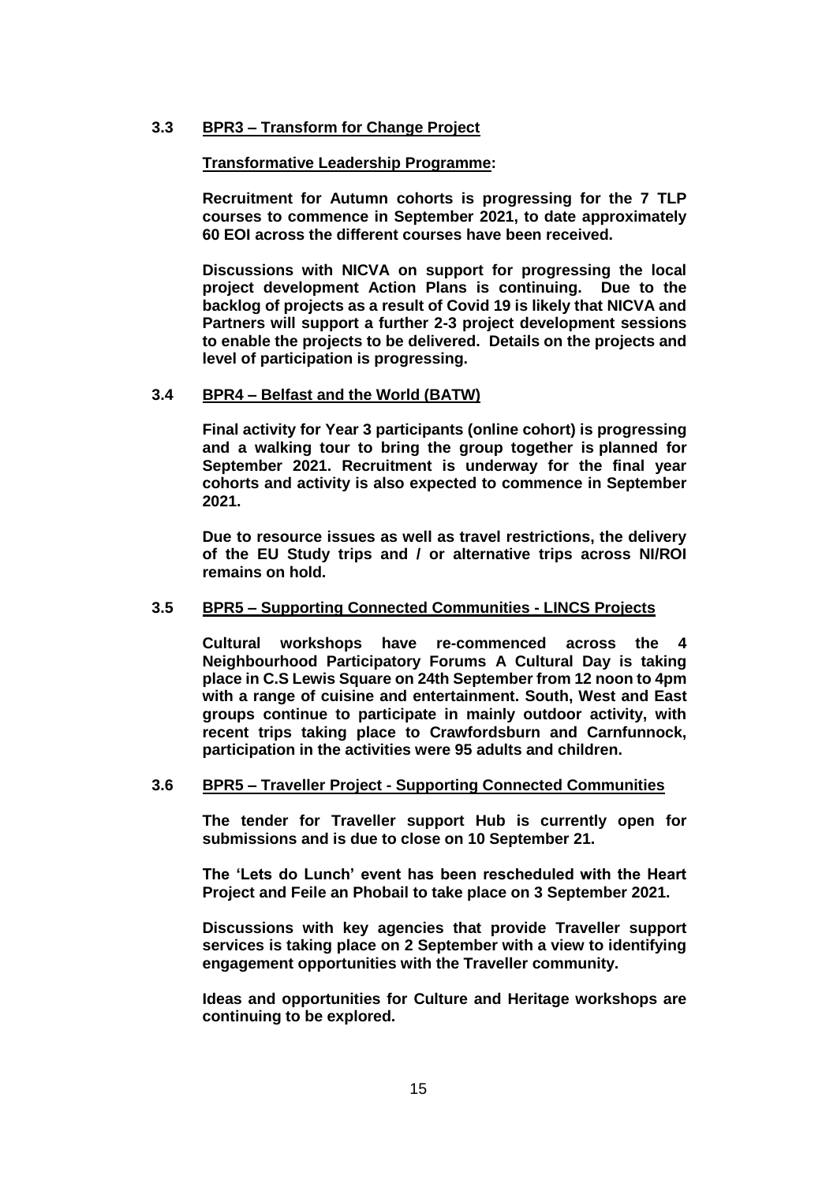**3.3 BPR3 – Transform for Change Project**

**Transformative Leadership Programme:**

**Recruitment for Autumn cohorts is progressing for the 7 TLP courses to commence in September 2021, to date approximately 60 EOI across the different courses have been received.**

**Discussions with NICVA on support for progressing the local project development Action Plans is continuing. Due to the backlog of projects as a result of Covid 19 is likely that NICVA and Partners will support a further 2-3 project development sessions to enable the projects to be delivered. Details on the projects and level of participation is progressing.**

**3.4 BPR4 – Belfast and the World (BATW)**

**Final activity for Year 3 participants (online cohort) is progressing and a walking tour to bring the group together is planned for September 2021. Recruitment is underway for the final year cohorts and activity is also expected to commence in September 2021.**

**Due to resource issues as well as travel restrictions, the delivery of the EU Study trips and / or alternative trips across NI/ROI remains on hold.**

**3.5 BPR5 – Supporting Connected Communities - LINCS Projects**

**Cultural workshops have re-commenced across the 4 Neighbourhood Participatory Forums A Cultural Day is taking place in C.S Lewis Square on 24th September from 12 noon to 4pm with a range of cuisine and entertainment. South, West and East groups continue to participate in mainly outdoor activity, with recent trips taking place to Crawfordsburn and Carnfunnock, participation in the activities were 95 adults and children.**

**3.6 BPR5 – Traveller Project - Supporting Connected Communities**

**The tender for Traveller support Hub is currently open for submissions and is due to close on 10 September 21.**

**The 'Lets do Lunch' event has been rescheduled with the Heart Project and Feile an Phobail to take place on 3 September 2021.**

**Discussions with key agencies that provide Traveller support services is taking place on 2 September with a view to identifying engagement opportunities with the Traveller community.**

**Ideas and opportunities for Culture and Heritage workshops are continuing to be explored.**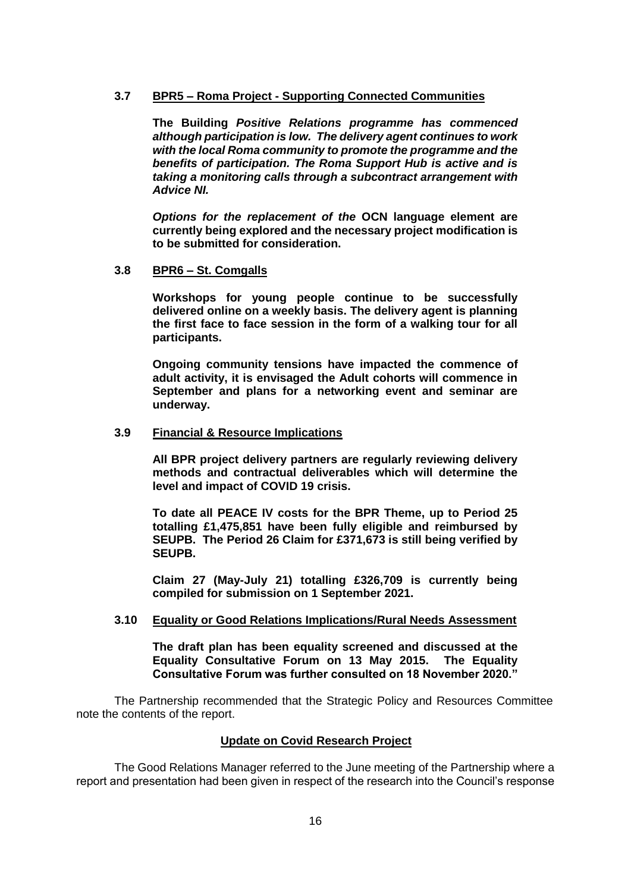**3.7 BPR5 – Roma Project - Supporting Connected Communities**

**The Building *Positive Relations programme has commenced although participation is low. The delivery agent continues to work with the local Roma community to promote the programme and the benefits of participation. The Roma Support Hub is active and is taking a monitoring calls through a subcontract arrangement with Advice NI.***

***Options for the replacement of the* OCN language element are currently being explored and the necessary project modification is to be submitted for consideration.**

**3.8 BPR6 – St. Comgalls**

**Workshops for young people continue to be successfully delivered online on a weekly basis. The delivery agent is planning the first face to face session in the form of a walking tour for all participants.**

**Ongoing community tensions have impacted the commence of adult activity, it is envisaged the Adult cohorts will commence in September and plans for a networking event and seminar are underway.**

**3.9 Financial & Resource Implications**

**All BPR project delivery partners are regularly reviewing delivery methods and contractual deliverables which will determine the level and impact of COVID 19 crisis.**

**To date all PEACE IV costs for the BPR Theme, up to Period 25 totalling £1,475,851 have been fully eligible and reimbursed by SEUPB. The Period 26 Claim for £371,673 is still being verified by SEUPB.**

**Claim 27 (May-July 21) totalling £326,709 is currently being compiled for submission on 1 September 2021.**

**3.10 Equality or Good Relations Implications/Rural Needs Assessment**

**The draft plan has been equality screened and discussed at the Equality Consultative Forum on 13 May 2015. The Equality Consultative Forum was further consulted on 18 November 2020."**

The Partnership recommended that the Strategic Policy and Resources Committee note the contents of the report.

**Update on Covid Research Project**

The Good Relations Manager referred to the June meeting of the Partnership where a report and presentation had been given in respect of the research into the Council's response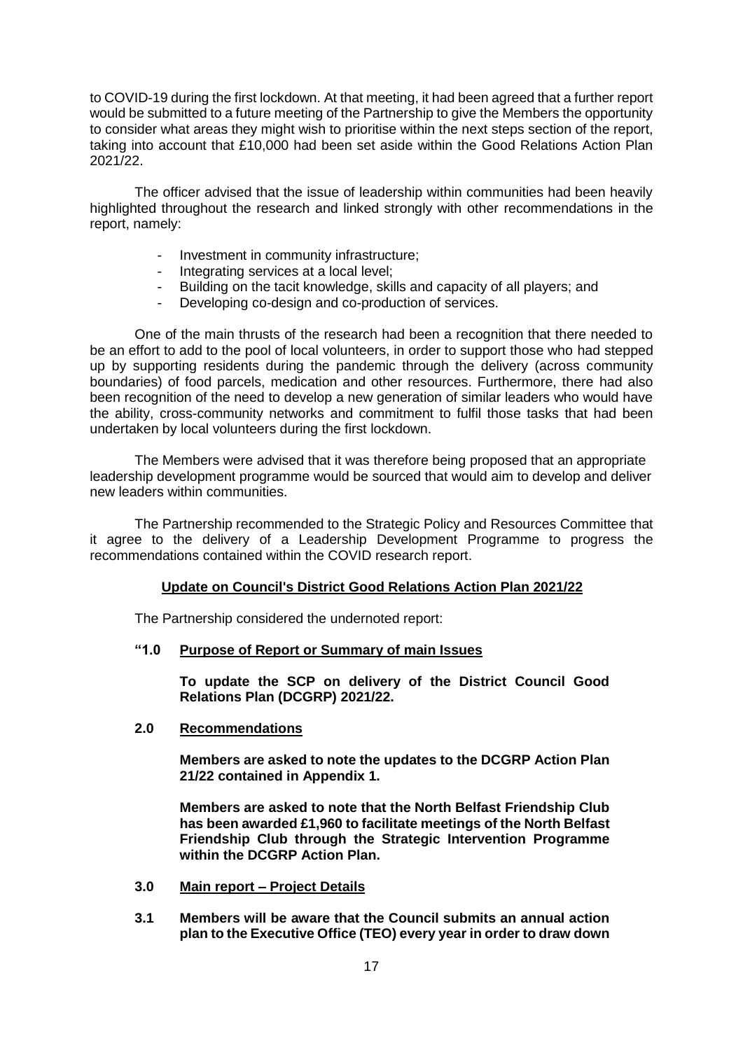to COVID-19 during the first lockdown. At that meeting, it had been agreed that a further report would be submitted to a future meeting of the Partnership to give the Members the opportunity to consider what areas they might wish to prioritise within the next steps section of the report, taking into account that £10,000 had been set aside within the Good Relations Action Plan 2021/22.

The officer advised that the issue of leadership within communities had been heavily highlighted throughout the research and linked strongly with other recommendations in the report, namely:

- Investment in community infrastructure;
- Integrating services at a local level;
- Building on the tacit knowledge, skills and capacity of all players; and
- Developing co-design and co-production of services.

One of the main thrusts of the research had been a recognition that there needed to be an effort to add to the pool of local volunteers, in order to support those who had stepped up by supporting residents during the pandemic through the delivery (across community boundaries) of food parcels, medication and other resources. Furthermore, there had also been recognition of the need to develop a new generation of similar leaders who would have the ability, cross-community networks and commitment to fulfil those tasks that had been undertaken by local volunteers during the first lockdown.

The Members were advised that it was therefore being proposed that an appropriate leadership development programme would be sourced that would aim to develop and deliver new leaders within communities.

The Partnership recommended to the Strategic Policy and Resources Committee that it agree to the delivery of a Leadership Development Programme to progress the recommendations contained within the COVID research report.

**Update on Council's District Good Relations Action Plan 2021/22**

The Partnership considered the undernoted report:

**"1.0 Purpose of Report or Summary of main Issues**

**To update the SCP on delivery of the District Council Good Relations Plan (DCGRP) 2021/22.**

**2.0 Recommendations**

**Members are asked to note the updates to the DCGRP Action Plan 21/22 contained in Appendix 1.**

**Members are asked to note that the North Belfast Friendship Club has been awarded £1,960 to facilitate meetings of the North Belfast Friendship Club through the Strategic Intervention Programme within the DCGRP Action Plan.**

**3.0 Main report – Project Details**

**3.1 Members will be aware that the Council submits an annual action plan to the Executive Office (TEO) every year in order to draw down**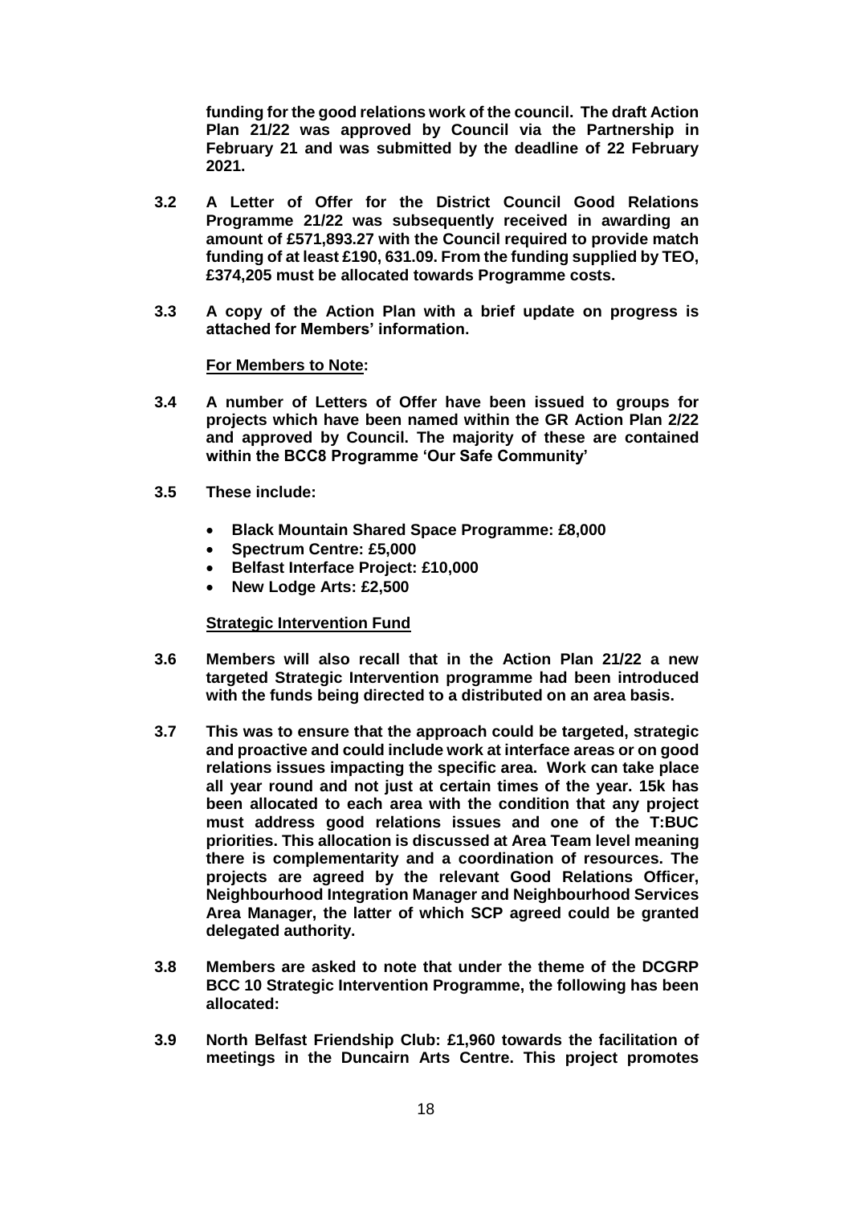**funding for the good relations work of the council. The draft Action Plan 21/22 was approved by Council via the Partnership in February 21 and was submitted by the deadline of 22 February 2021.**

**3.2 A Letter of Offer for the District Council Good Relations Programme 21/22 was subsequently received in awarding an amount of £571,893.27 with the Council required to provide match funding of at least £190, 631.09. From the funding supplied by TEO, £374,205 must be allocated towards Programme costs.**

**3.3 A copy of the Action Plan with a brief update on progress is attached for Members' information.**

**For Members to Note:**

**3.4 A number of Letters of Offer have been issued to groups for projects which have been named within the GR Action Plan 2/22 and approved by Council. The majority of these are contained within the BCC8 Programme 'Our Safe Community'**

**3.5 These include:**

- **Black Mountain Shared Space Programme: £8,000**
- **Spectrum Centre: £5,000**
- **Belfast Interface Project: £10,000**
- **New Lodge Arts: £2,500**

**Strategic Intervention Fund**

**3.6 Members will also recall that in the Action Plan 21/22 a new targeted Strategic Intervention programme had been introduced with the funds being directed to a distributed on an area basis.**

**3.7 This was to ensure that the approach could be targeted, strategic and proactive and could include work at interface areas or on good relations issues impacting the specific area. Work can take place all year round and not just at certain times of the year. 15k has been allocated to each area with the condition that any project must address good relations issues and one of the T:BUC priorities. This allocation is discussed at Area Team level meaning there is complementarity and a coordination of resources. The projects are agreed by the relevant Good Relations Officer, Neighbourhood Integration Manager and Neighbourhood Services Area Manager, the latter of which SCP agreed could be granted delegated authority.**

**3.8 Members are asked to note that under the theme of the DCGRP BCC 10 Strategic Intervention Programme, the following has been allocated:**

**3.9 North Belfast Friendship Club: £1,960 towards the facilitation of meetings in the Duncairn Arts Centre. This project promotes**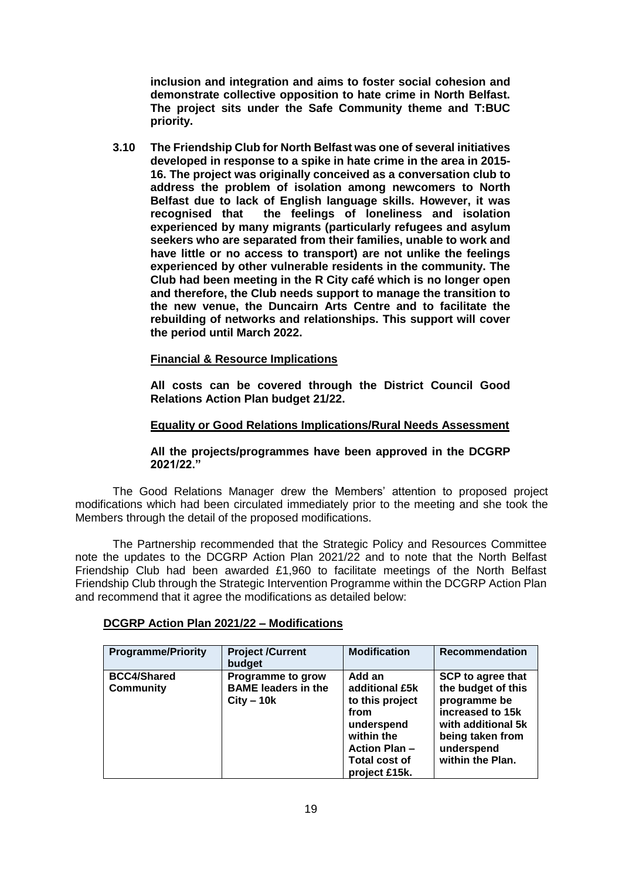**inclusion and integration and aims to foster social cohesion and demonstrate collective opposition to hate crime in North Belfast. The project sits under the Safe Community theme and T:BUC priority.**

**3.10 The Friendship Club for North Belfast was one of several initiatives developed in response to a spike in hate crime in the area in 2015-16. The project was originally conceived as a conversation club to address the problem of isolation among newcomers to North Belfast due to lack of English language skills. However, it was recognised that the feelings of loneliness and isolation experienced by many migrants (particularly refugees and asylum seekers who are separated from their families, unable to work and have little or no access to transport) are not unlike the feelings experienced by other vulnerable residents in the community. The Club had been meeting in the R City café which is no longer open and therefore, the Club needs support to manage the transition to the new venue, the Duncairn Arts Centre and to facilitate the rebuilding of networks and relationships. This support will cover the period until March 2022.**

**Financial & Resource Implications**

**All costs can be covered through the District Council Good Relations Action Plan budget 21/22.**

**Equality or Good Relations Implications/Rural Needs Assessment**

**All the projects/programmes have been approved in the DCGRP 2021/22."**

The Good Relations Manager drew the Members' attention to proposed project modifications which had been circulated immediately prior to the meeting and she took the Members through the detail of the proposed modifications.

The Partnership recommended that the Strategic Policy and Resources Committee note the updates to the DCGRP Action Plan 2021/22 and to note that the North Belfast Friendship Club had been awarded £1,960 to facilitate meetings of the North Belfast Friendship Club through the Strategic Intervention Programme within the DCGRP Action Plan and recommend that it agree the modifications as detailed below:

**DCGRP Action Plan 2021/22 – Modifications**

| Programme/Priority | Project /Current budget | Modification | Recommendation |
|---|---|---|---|
| **BCC4/Shared Community** | **Programme to grow BAME leaders in the City – 10k** | **Add an additional £5k to this project from underspend within the Action Plan – Total cost of project £15k.** | **SCP to agree that the budget of this programme be increased to 15k with additional 5k being taken from underspend within the Plan.** |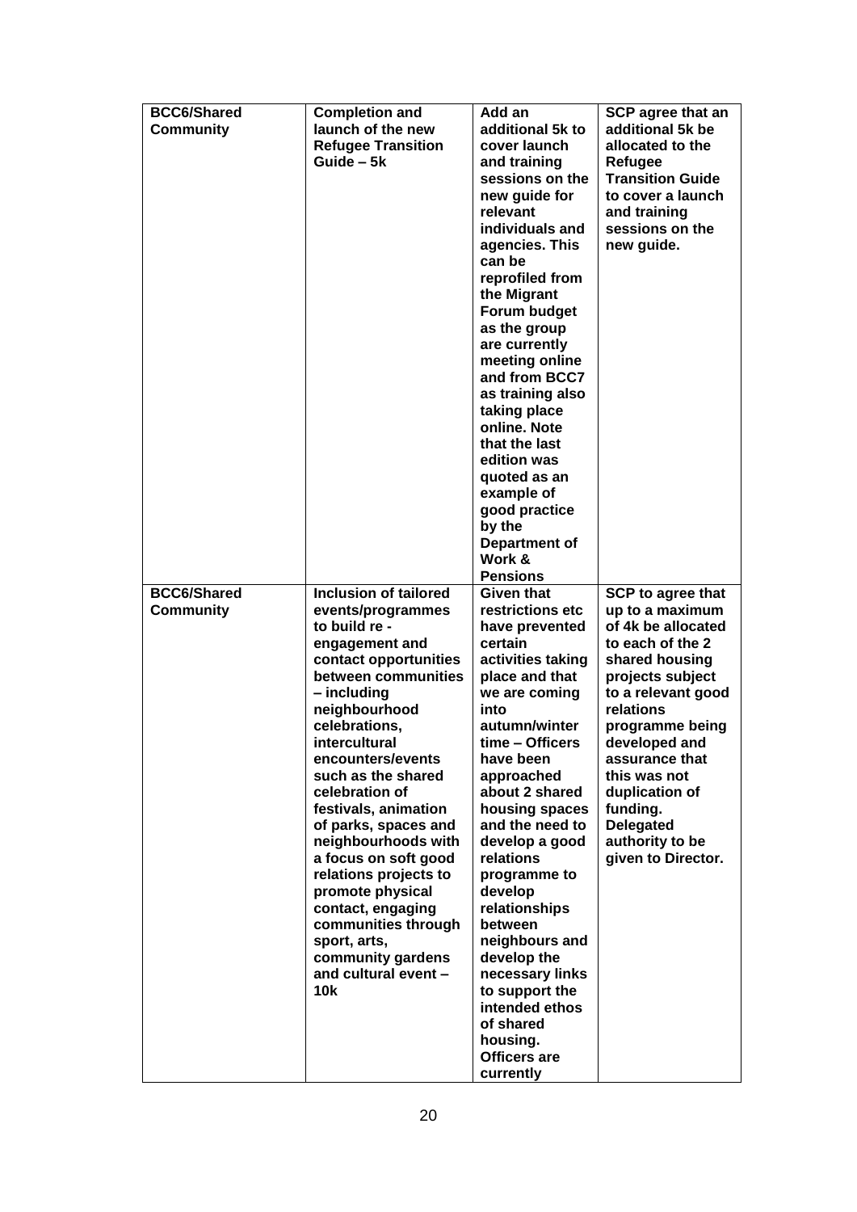| | | | |
|---|---|---|---|
| **BCC6/Shared Community** | **Completion and launch of the new Refugee Transition Guide – 5k** | **Add an additional 5k to cover launch and training sessions on the new guide for relevant individuals and agencies. This can be reprofiled from the Migrant Forum budget as the group are currently meeting online and from BCC7 as training also taking place online. Note that the last edition was quoted as an example of good practice by the Department of Work & Pensions** | **SCP agree that an additional 5k be allocated to the Refugee Transition Guide to cover a launch and training sessions on the new guide.** |
| **BCC6/Shared Community** | **Inclusion of tailored events/programmes to build re - engagement and contact opportunities between communities – including neighbourhood celebrations, intercultural encounters/events such as the shared celebration of festivals, animation of parks, spaces and neighbourhoods with a focus on soft good relations projects to promote physical contact, engaging communities through sport, arts, community gardens and cultural event – 10k** | **Given that restrictions etc have prevented certain activities taking place and that we are coming into autumn/winter time – Officers have been approached about 2 shared housing spaces and the need to develop a good relations programme to develop relationships between neighbours and develop the necessary links to support the intended ethos of shared housing. Officers are currently** | **SCP to agree that up to a maximum of 4k be allocated to each of the 2 shared housing projects subject to a relevant good relations programme being developed and assurance that this was not duplication of funding. Delegated authority to be given to Director.** |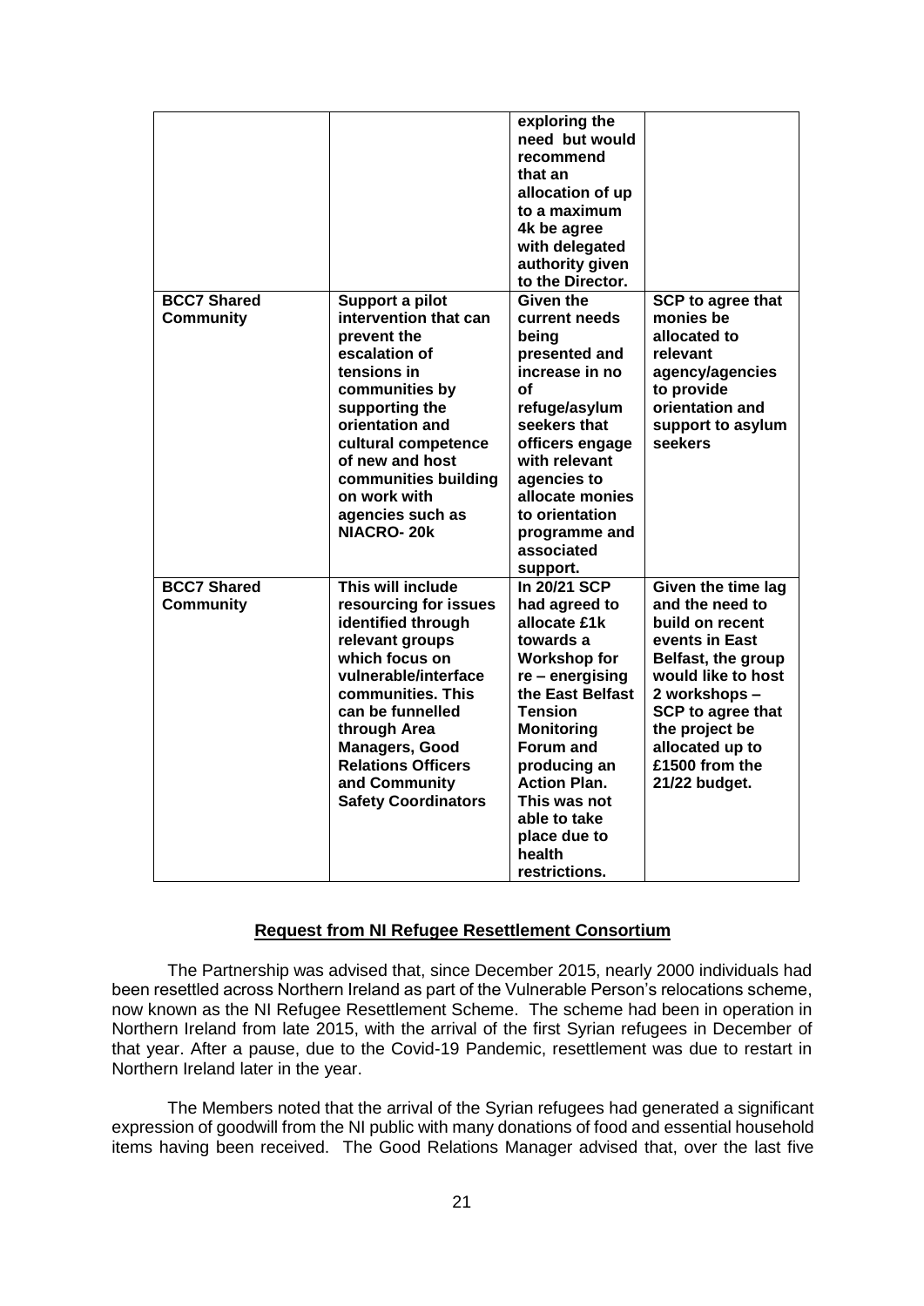| | | | |
|---|---|---|---|
| | | **exploring the need but would recommend that an allocation of up to a maximum 4k be agree with delegated authority given to the Director.** | |
| **BCC7 Shared Community** | **Support a pilot intervention that can prevent the escalation of tensions in communities by supporting the orientation and cultural competence of new and host communities building on work with agencies such as NIACRO- 20k** | **Given the current needs being presented and increase in no of refuge/asylum seekers that officers engage with relevant agencies to allocate monies to orientation programme and associated support.** | **SCP to agree that monies be allocated to relevant agency/agencies to provide orientation and support to asylum seekers** |
| **BCC7 Shared Community** | **This will include resourcing for issues identified through relevant groups which focus on vulnerable/interface communities. This can be funnelled through Area Managers, Good Relations Officers and Community Safety Coordinators** | **In 20/21 SCP had agreed to allocate £1k towards a Workshop for re – energising the East Belfast Tension Monitoring Forum and producing an Action Plan. This was not able to take place due to health restrictions.** | **Given the time lag and the need to build on recent events in East Belfast, the group would like to host 2 workshops – SCP to agree that the project be allocated up to £1500 from the 21/22 budget.** |

**Request from NI Refugee Resettlement Consortium**

The Partnership was advised that, since December 2015, nearly 2000 individuals had been resettled across Northern Ireland as part of the Vulnerable Person's relocations scheme, now known as the NI Refugee Resettlement Scheme. The scheme had been in operation in Northern Ireland from late 2015, with the arrival of the first Syrian refugees in December of that year. After a pause, due to the Covid-19 Pandemic, resettlement was due to restart in Northern Ireland later in the year.

The Members noted that the arrival of the Syrian refugees had generated a significant expression of goodwill from the NI public with many donations of food and essential household items having been received. The Good Relations Manager advised that, over the last five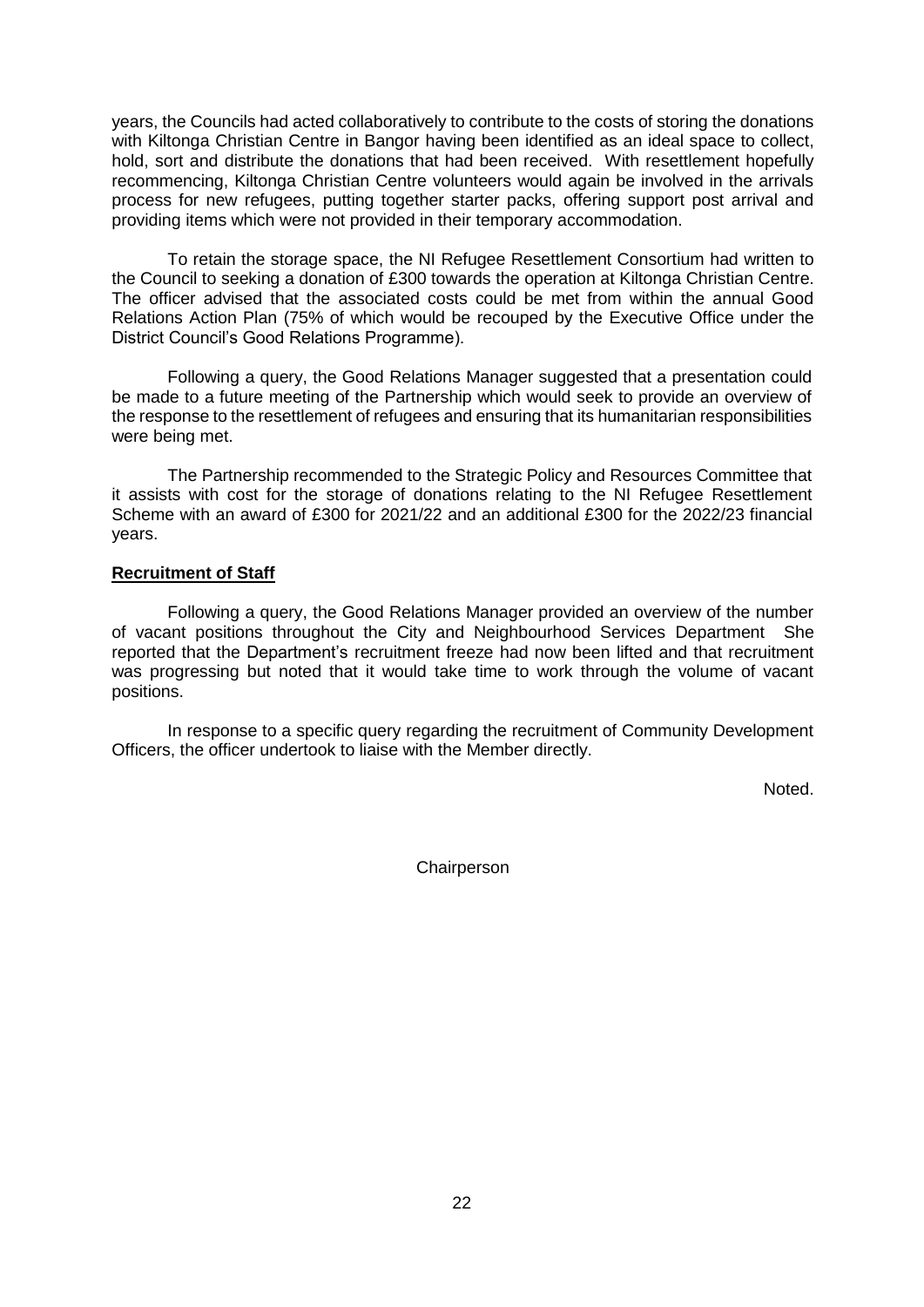years, the Councils had acted collaboratively to contribute to the costs of storing the donations with Kiltonga Christian Centre in Bangor having been identified as an ideal space to collect, hold, sort and distribute the donations that had been received. With resettlement hopefully recommencing, Kiltonga Christian Centre volunteers would again be involved in the arrivals process for new refugees, putting together starter packs, offering support post arrival and providing items which were not provided in their temporary accommodation.

To retain the storage space, the NI Refugee Resettlement Consortium had written to the Council to seeking a donation of £300 towards the operation at Kiltonga Christian Centre. The officer advised that the associated costs could be met from within the annual Good Relations Action Plan (75% of which would be recouped by the Executive Office under the District Council's Good Relations Programme).

Following a query, the Good Relations Manager suggested that a presentation could be made to a future meeting of the Partnership which would seek to provide an overview of the response to the resettlement of refugees and ensuring that its humanitarian responsibilities were being met.

The Partnership recommended to the Strategic Policy and Resources Committee that it assists with cost for the storage of donations relating to the NI Refugee Resettlement Scheme with an award of £300 for 2021/22 and an additional £300 for the 2022/23 financial years.

**Recruitment of Staff**

Following a query, the Good Relations Manager provided an overview of the number of vacant positions throughout the City and Neighbourhood Services Department She reported that the Department's recruitment freeze had now been lifted and that recruitment was progressing but noted that it would take time to work through the volume of vacant positions.

In response to a specific query regarding the recruitment of Community Development Officers, the officer undertook to liaise with the Member directly.

Noted.

Chairperson